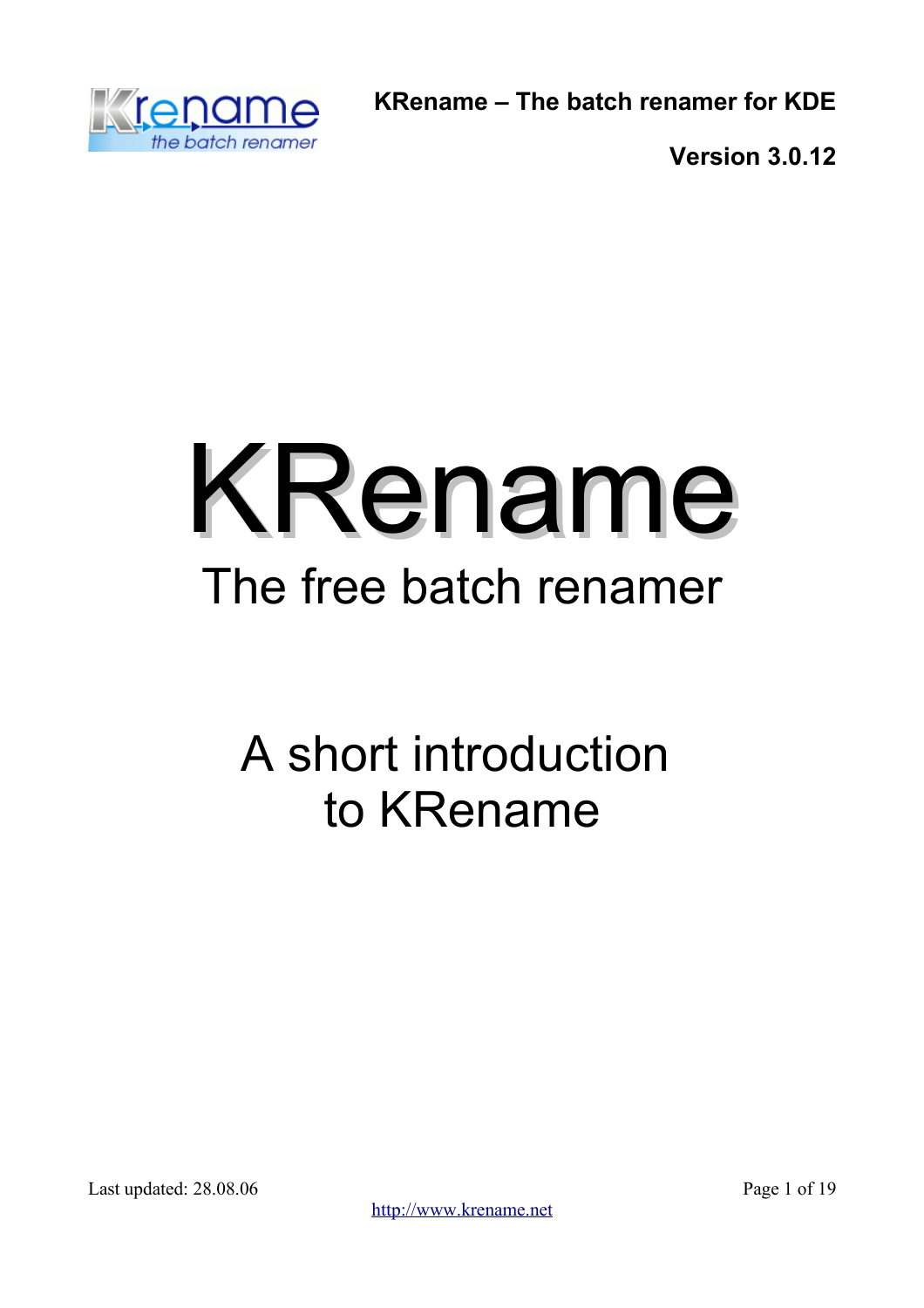**KRename – The batch renamer for KDE**

**Version 3.0.12**

# KRename

## The free batch renamer

## A short introduction to KRename

Last updated: 28.08.06

http://www.krename.net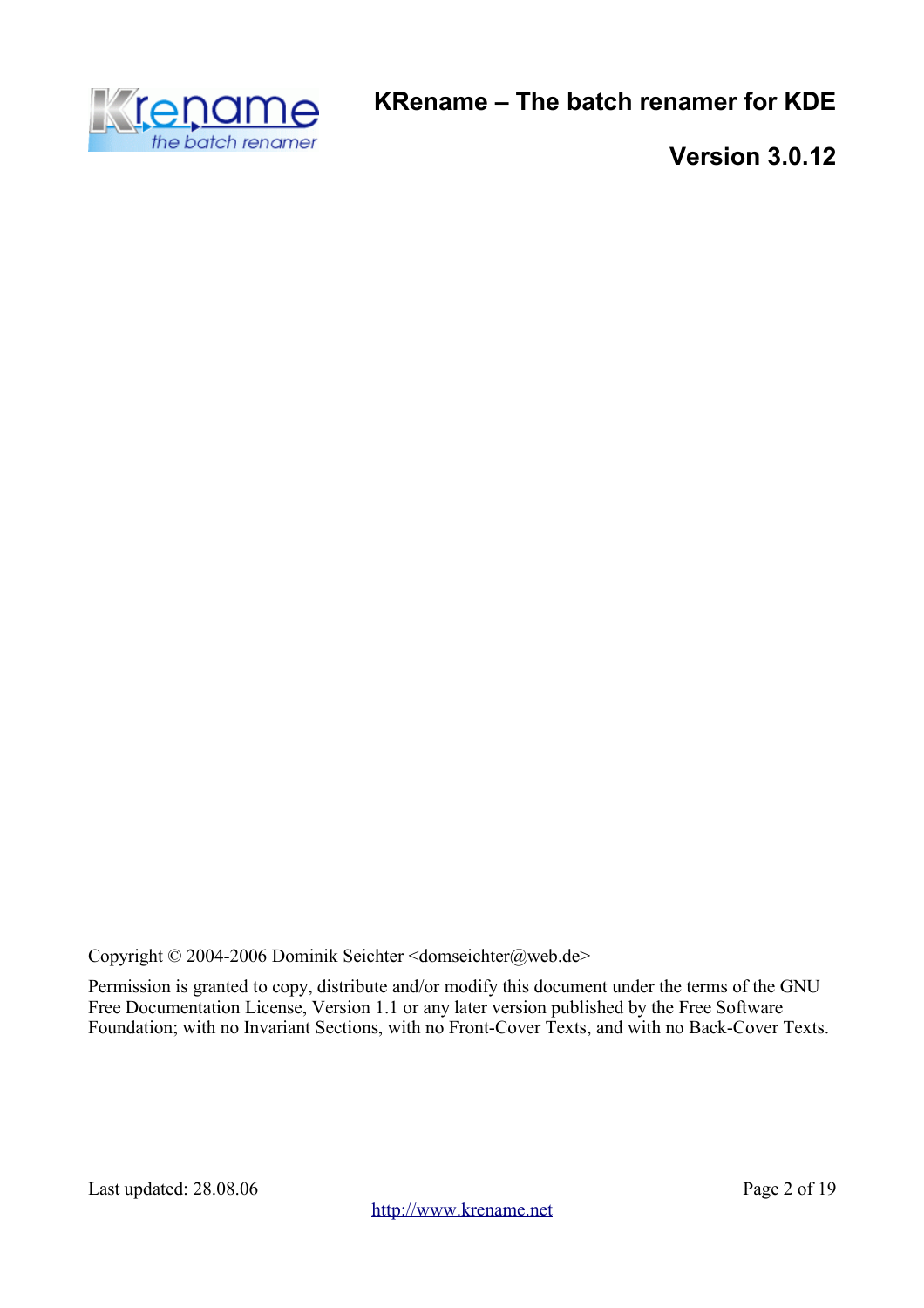# KRename – The batch renamer for KDE

## Version 3.0.12

Copyright © 2004-2006 Dominik Seichter <domseichter@web.de>

Permission is granted to copy, distribute and/or modify this document under the terms of the GNU Free Documentation License, Version 1.1 or any later version published by the Free Software Foundation; with no Invariant Sections, with no Front-Cover Texts, and with no Back-Cover Texts.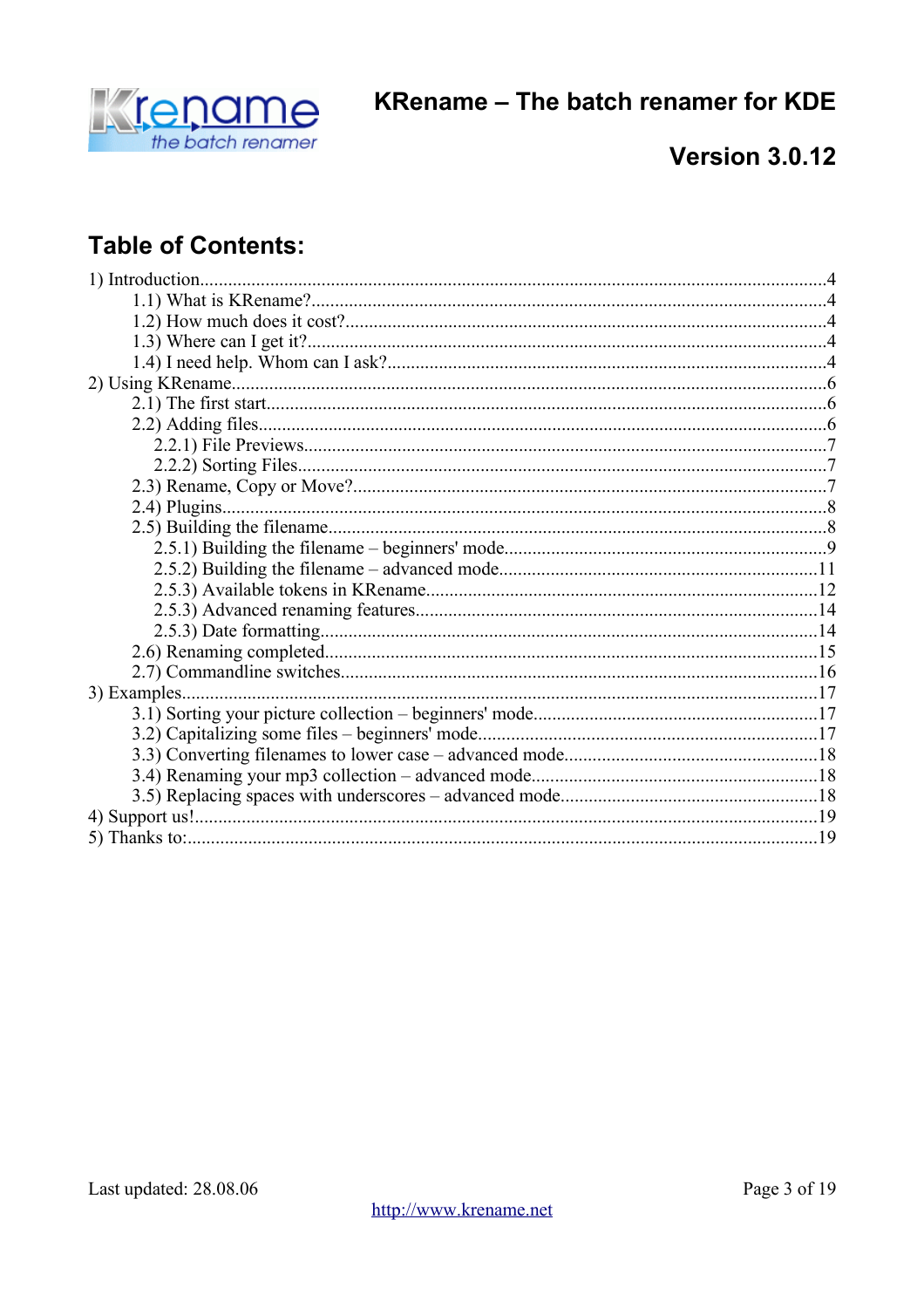# KRename – The batch renamer for KDE

## Version 3.0.12

## Table of Contents:

1) Introduction.....4
   - 1.1) What is KRename?.....4
   - 1.2) How much does it cost?.....4
   - 1.3) Where can I get it?.....4
   - 1.4) I need help. Whom can I ask?.....4

2) Using KRename.....6
   - 2.1) The first start.....6
   - 2.2) Adding files.....6
     - 2.2.1) File Previews.....7
     - 2.2.2) Sorting Files.....7
   - 2.3) Rename, Copy or Move?.....7
   - 2.4) Plugins.....8
   - 2.5) Building the filename.....8
     - 2.5.1) Building the filename – beginners' mode.....9
     - 2.5.2) Building the filename – advanced mode.....11
     - 2.5.3) Available tokens in KRename.....12
     - 2.5.3) Advanced renaming features.....14
     - 2.5.3) Date formatting.....14
   - 2.6) Renaming completed.....15
   - 2.7) Commandline switches.....16

3) Examples.....17
   - 3.1) Sorting your picture collection – beginners' mode.....17
   - 3.2) Capitalizing some files – beginners' mode.....17
   - 3.3) Converting filenames to lower case – advanced mode.....18
   - 3.4) Renaming your mp3 collection – advanced mode.....18
   - 3.5) Replacing spaces with underscores – advanced mode.....18

4) Support us!.....19

5) Thanks to:.....19

Last updated: 28.08.06

http://www.krename.net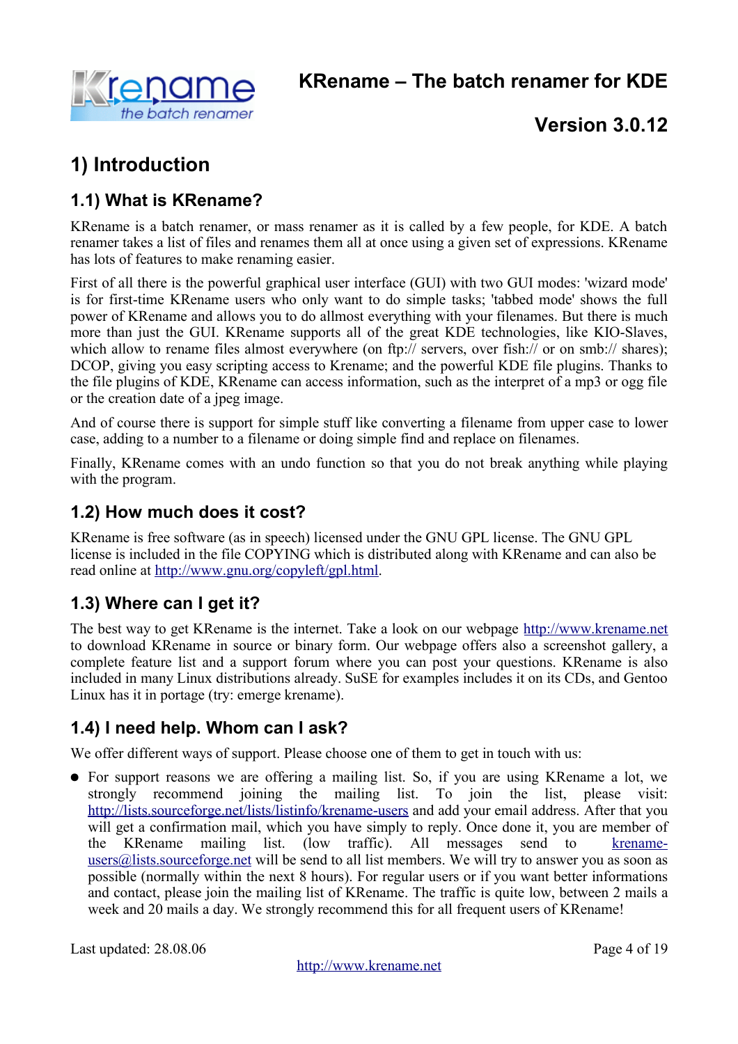# 1) Introduction

## 1.1) What is KRename?

KRename is a batch renamer, or mass renamer as it is called by a few people, for KDE. A batch renamer takes a list of files and renames them all at once using a given set of expressions. KRename has lots of features to make renaming easier.

First of all there is the powerful graphical user interface (GUI) with two GUI modes: 'wizard mode' is for first-time KRename users who only want to do simple tasks; 'tabbed mode' shows the full power of KRename and allows you to do allmost everything with your filenames. But there is much more than just the GUI. KRename supports all of the great KDE technologies, like KIO-Slaves, which allow to rename files almost everywhere (on ftp:// servers, over fish:// or on smb:// shares); DCOP, giving you easy scripting access to Krename; and the powerful KDE file plugins. Thanks to the file plugins of KDE, KRename can access information, such as the interpret of a mp3 or ogg file or the creation date of a jpeg image.

And of course there is support for simple stuff like converting a filename from upper case to lower case, adding to a number to a filename or doing simple find and replace on filenames.

Finally, KRename comes with an undo function so that you do not break anything while playing with the program.

## 1.2) How much does it cost?

KRename is free software (as in speech) licensed under the GNU GPL license. The GNU GPL license is included in the file COPYING which is distributed along with KRename and can also be read online at http://www.gnu.org/copyleft/gpl.html.

## 1.3) Where can I get it?

The best way to get KRename is the internet. Take a look on our webpage http://www.krename.net to download KRename in source or binary form. Our webpage offers also a screenshot gallery, a complete feature list and a support forum where you can post your questions. KRename is also included in many Linux distributions already. SuSE for examples includes it on its CDs, and Gentoo Linux has it in portage (try: emerge krename).

## 1.4) I need help. Whom can I ask?

We offer different ways of support. Please choose one of them to get in touch with us:

- For support reasons we are offering a mailing list. So, if you are using KRename a lot, we strongly recommend joining the mailing list. To join the list, please visit: http://lists.sourceforge.net/lists/listinfo/krename-users and add your email address. After that you will get a confirmation mail, which you have simply to reply. Once done it, you are member of the KRename mailing list. (low traffic). All messages send to krename-users@lists.sourceforge.net will be send to all list members. We will try to answer you as soon as possible (normally within the next 8 hours). For regular users or if you want better informations and contact, please join the mailing list of KRename. The traffic is quite low, between 2 mails a week and 20 mails a day. We strongly recommend this for all frequent users of KRename!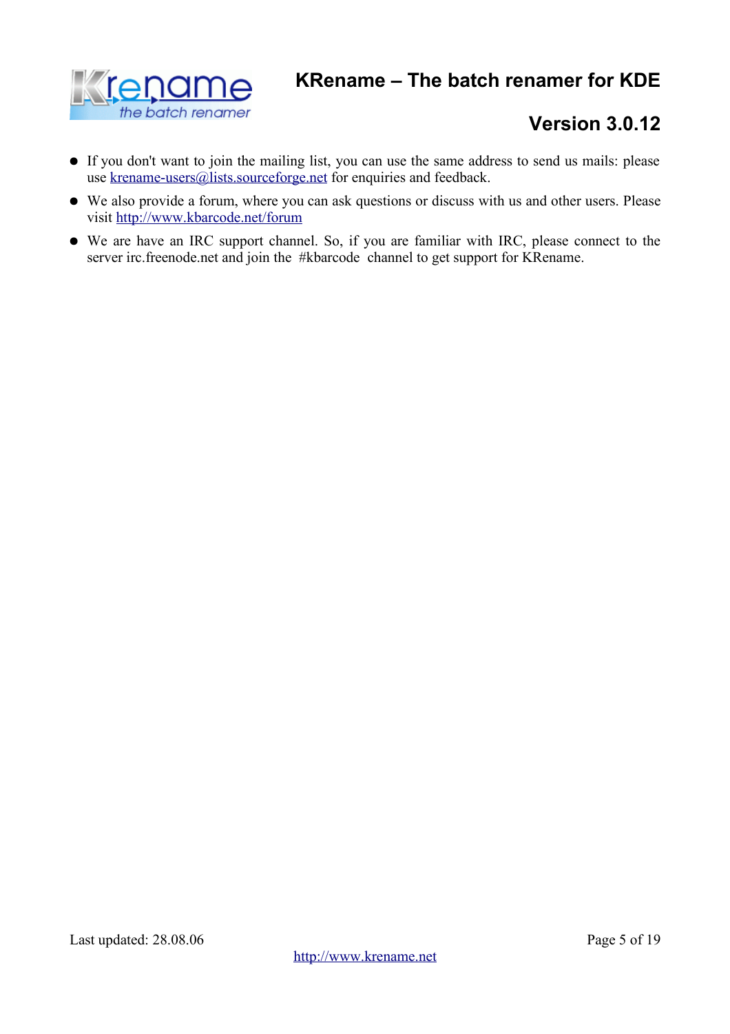- If you don't want to join the mailing list, you can use the same address to send us mails: please use krename-users@lists.sourceforge.net for enquiries and feedback.
- We also provide a forum, where you can ask questions or discuss with us and other users. Please visit http://www.kbarcode.net/forum
- We are have an IRC support channel. So, if you are familiar with IRC, please connect to the server irc.freenode.net and join the #kbarcode channel to get support for KRename.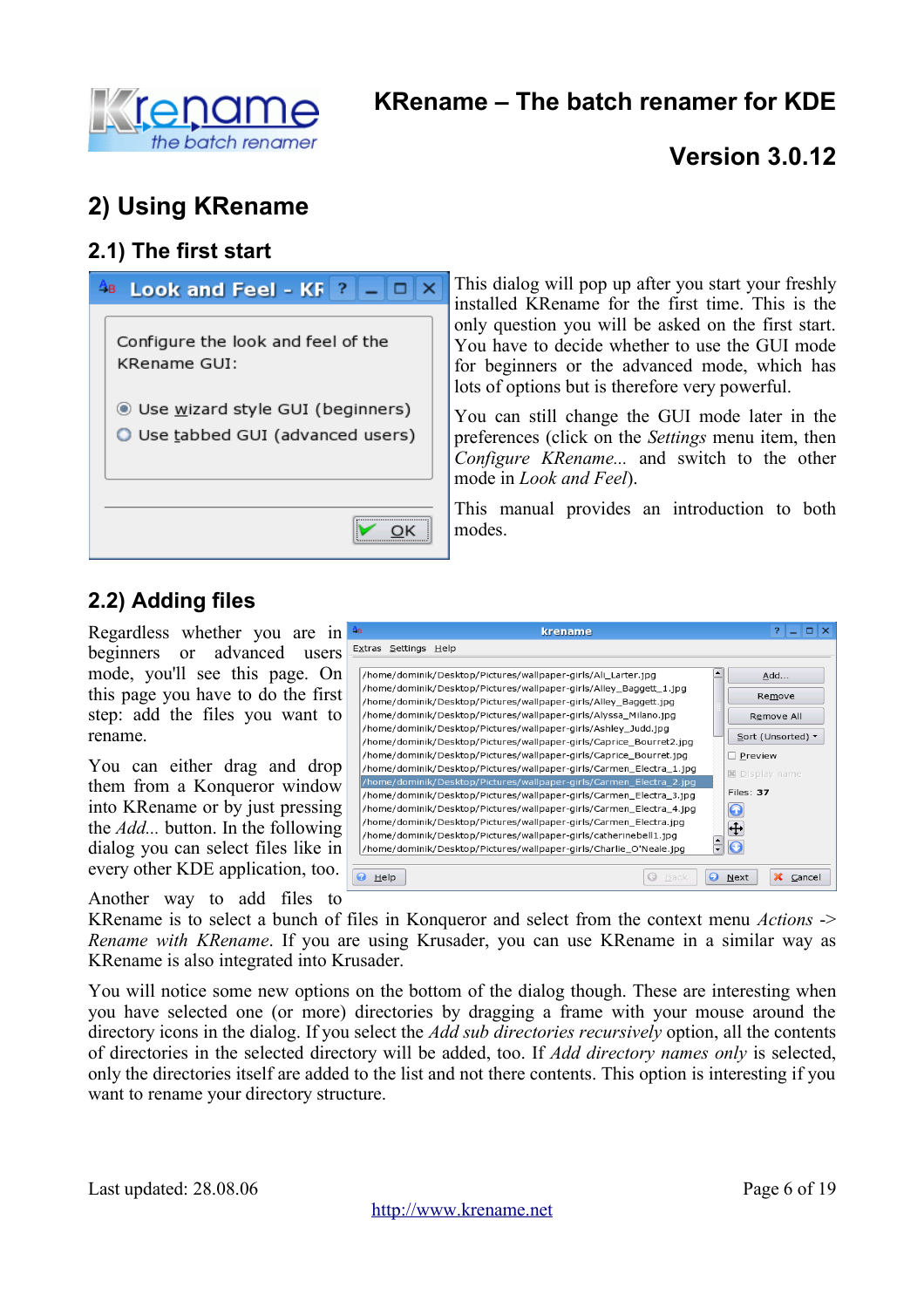## 2) Using KRename

### 2.1) The first start

This dialog will pop up after you start your freshly installed KRename for the first time. This is the only question you will be asked on the first start. You have to decide whether to use the GUI mode for beginners or the advanced mode, which has lots of options but is therefore very powerful.

You can still change the GUI mode later in the preferences (click on the *Settings* menu item, then *Configure KRename...* and switch to the other mode in *Look and Feel*).

This manual provides an introduction to both modes.

### 2.2) Adding files

Regardless whether you are in beginners or advanced users mode, you'll see this page. On this page you have to do the first step: add the files you want to rename.

You can either drag and drop them from a Konqueror window into KRename or by just pressing the *Add...* button. In the following dialog you can select files like in every other KDE application, too.

Another way to add files to KRename is to select a bunch of files in Konqueror and select from the context menu *Actions -> Rename with KRename*. If you are using Krusader, you can use KRename in a similar way as KRename is also integrated into Krusader.

You will notice some new options on the bottom of the dialog though. These are interesting when you have selected one (or more) directories by dragging a frame with your mouse around the directory icons in the dialog. If you select the *Add sub directories recursively* option, all the contents of directories in the selected directory will be added, too. If *Add directory names only* is selected, only the directories itself are added to the list and not there contents. This option is interesting if you want to rename your directory structure.

Last updated: 28.08.06

http://www.krename.net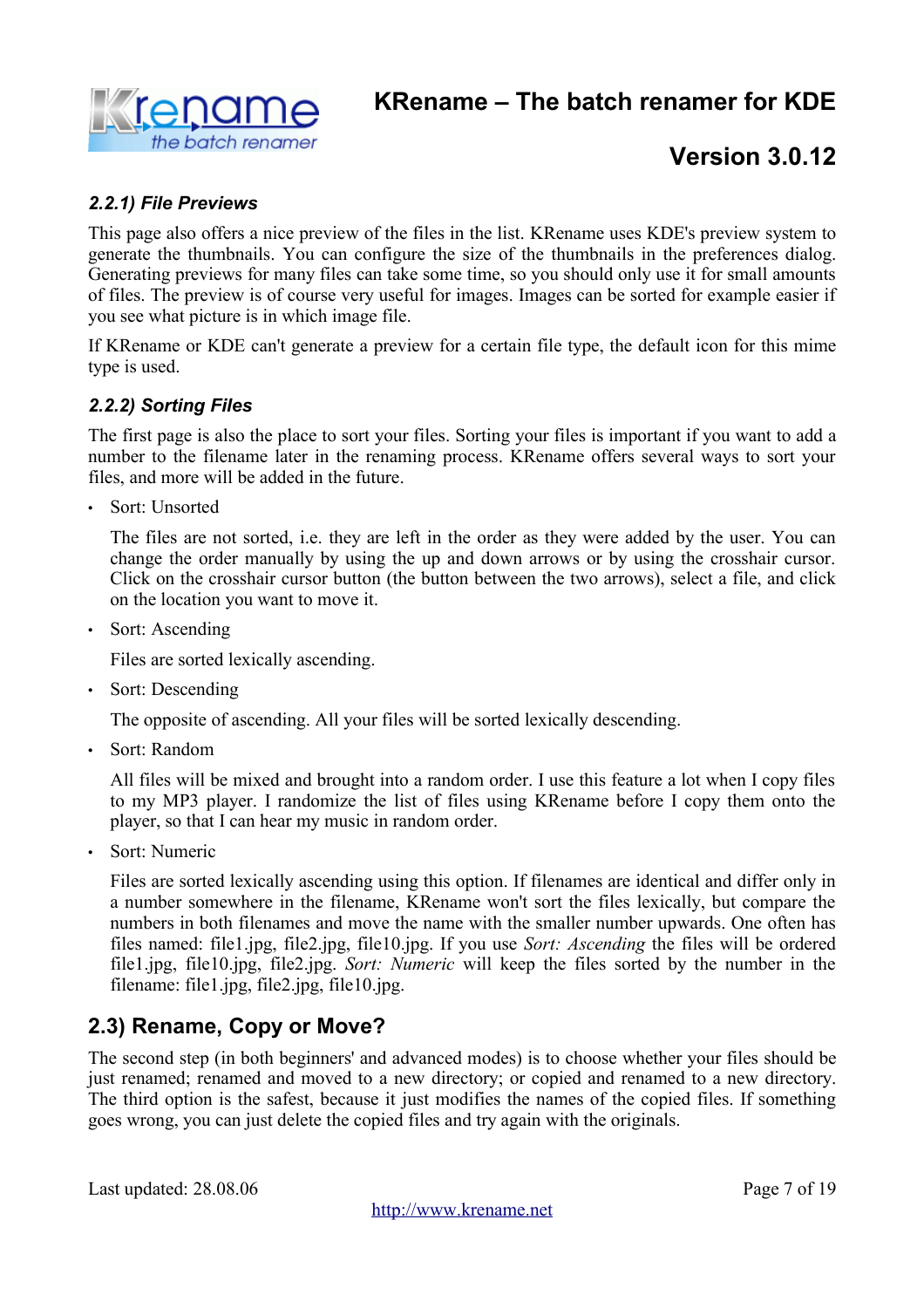### *2.2.1) File Previews*

This page also offers a nice preview of the files in the list. KRename uses KDE's preview system to generate the thumbnails. You can configure the size of the thumbnails in the preferences dialog. Generating previews for many files can take some time, so you should only use it for small amounts of files. The preview is of course very useful for images. Images can be sorted for example easier if you see what picture is in which image file.

If KRename or KDE can't generate a preview for a certain file type, the default icon for this mime type is used.

### *2.2.2) Sorting Files*

The first page is also the place to sort your files. Sorting your files is important if you want to add a number to the filename later in the renaming process. KRename offers several ways to sort your files, and more will be added in the future.

- Sort: Unsorted

  The files are not sorted, i.e. they are left in the order as they were added by the user. You can change the order manually by using the up and down arrows or by using the crosshair cursor. Click on the crosshair cursor button (the button between the two arrows), select a file, and click on the location you want to move it.

- Sort: Ascending

  Files are sorted lexically ascending.

- Sort: Descending

  The opposite of ascending. All your files will be sorted lexically descending.

- Sort: Random

  All files will be mixed and brought into a random order. I use this feature a lot when I copy files to my MP3 player. I randomize the list of files using KRename before I copy them onto the player, so that I can hear my music in random order.

- Sort: Numeric

  Files are sorted lexically ascending using this option. If filenames are identical and differ only in a number somewhere in the filename, KRename won't sort the files lexically, but compare the numbers in both filenames and move the name with the smaller number upwards. One often has files named: file1.jpg, file2.jpg, file10.jpg. If you use *Sort: Ascending* the files will be ordered file1.jpg, file10.jpg, file2.jpg. *Sort: Numeric* will keep the files sorted by the number in the filename: file1.jpg, file2.jpg, file10.jpg.

## 2.3) Rename, Copy or Move?

The second step (in both beginners' and advanced modes) is to choose whether your files should be just renamed; renamed and moved to a new directory; or copied and renamed to a new directory. The third option is the safest, because it just modifies the names of the copied files. If something goes wrong, you can just delete the copied files and try again with the originals.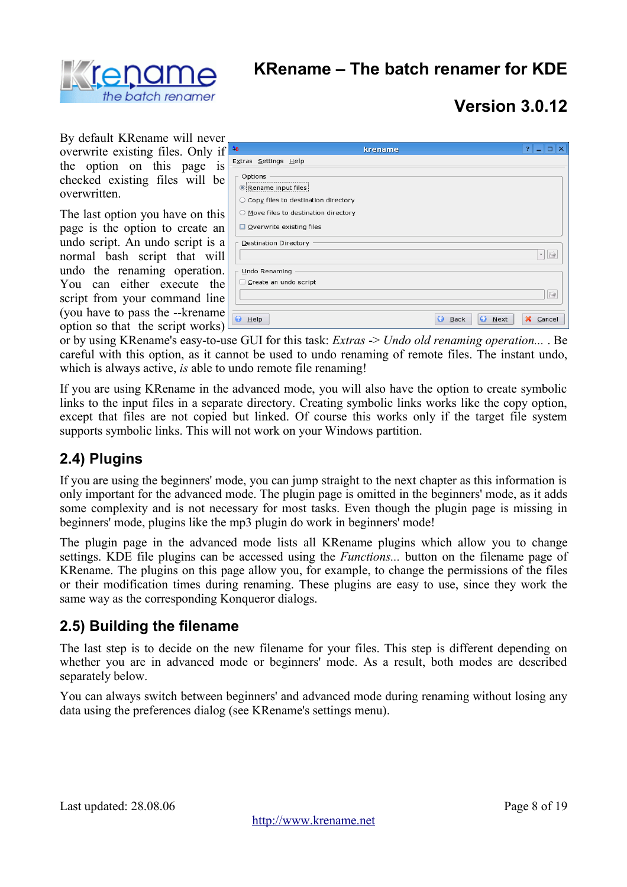By default KRename will never overwrite existing files. Only if the option on this page is checked existing files will be overwritten.

The last option you have on this page is the option to create an undo script. An undo script is a normal bash script that will undo the renaming operation. You can either execute the script from your command line (you have to pass the --krename option so that the script works) or by using KRename's easy-to-use GUI for this task: *Extras -> Undo old renaming operation...* . Be careful with this option, as it cannot be used to undo renaming of remote files. The instant undo, which is always active, *is* able to undo remote file renaming!

If you are using KRename in the advanced mode, you will also have the option to create symbolic links to the input files in a separate directory. Creating symbolic links works like the copy option, except that files are not copied but linked. Of course this works only if the target file system supports symbolic links. This will not work on your Windows partition.

## 2.4) Plugins

If you are using the beginners' mode, you can jump straight to the next chapter as this information is only important for the advanced mode. The plugin page is omitted in the beginners' mode, as it adds some complexity and is not necessary for most tasks. Even though the plugin page is missing in beginners' mode, plugins like the mp3 plugin do work in beginners' mode!

The plugin page in the advanced mode lists all KRename plugins which allow you to change settings. KDE file plugins can be accessed using the *Functions...* button on the filename page of KRename. The plugins on this page allow you, for example, to change the permissions of the files or their modification times during renaming. These plugins are easy to use, since they work the same way as the corresponding Konqueror dialogs.

## 2.5) Building the filename

The last step is to decide on the new filename for your files. This step is different depending on whether you are in advanced mode or beginners' mode. As a result, both modes are described separately below.

You can always switch between beginners' and advanced mode during renaming without losing any data using the preferences dialog (see KRename's settings menu).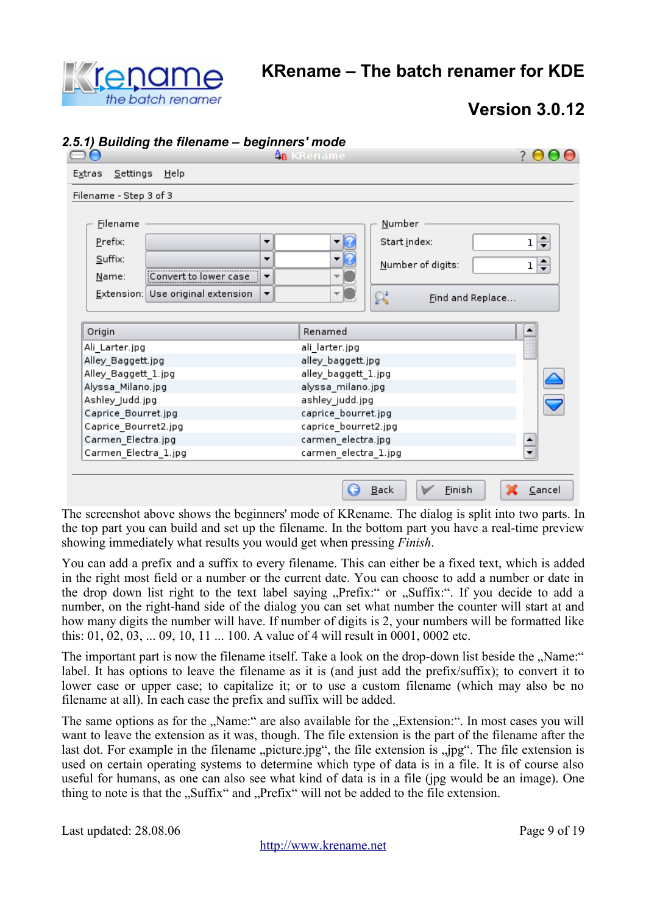### 2.5.1) Building the filename – beginners' mode

The screenshot above shows the beginners' mode of KRename. The dialog is split into two parts. In the top part you can build and set up the filename. In the bottom part you have a real-time preview showing immediately what results you would get when pressing *Finish*.

You can add a prefix and a suffix to every filename. This can either be a fixed text, which is added in the right most field or a number or the current date. You can choose to add a number or date in the drop down list right to the text label saying „Prefix:" or „Suffix:". If you decide to add a number, on the right-hand side of the dialog you can set what number the counter will start at and how many digits the number will have. If number of digits is 2, your numbers will be formatted like this: 01, 02, 03, ... 09, 10, 11 ... 100. A value of 4 will result in 0001, 0002 etc.

The important part is now the filename itself. Take a look on the drop-down list beside the „Name:" label. It has options to leave the filename as it is (and just add the prefix/suffix); to convert it to lower case or upper case; to capitalize it; or to use a custom filename (which may also be no filename at all). In each case the prefix and suffix will be added.

The same options as for the „Name:" are also available for the „Extension:". In most cases you will want to leave the extension as it was, though. The file extension is the part of the filename after the last dot. For example in the filename „picture.jpg", the file extension is „jpg". The file extension is used on certain operating systems to determine which type of data is in a file. It is of course also useful for humans, as one can also see what kind of data is in a file (jpg would be an image). One thing to note is that the „Suffix" and „Prefix" will not be added to the file extension.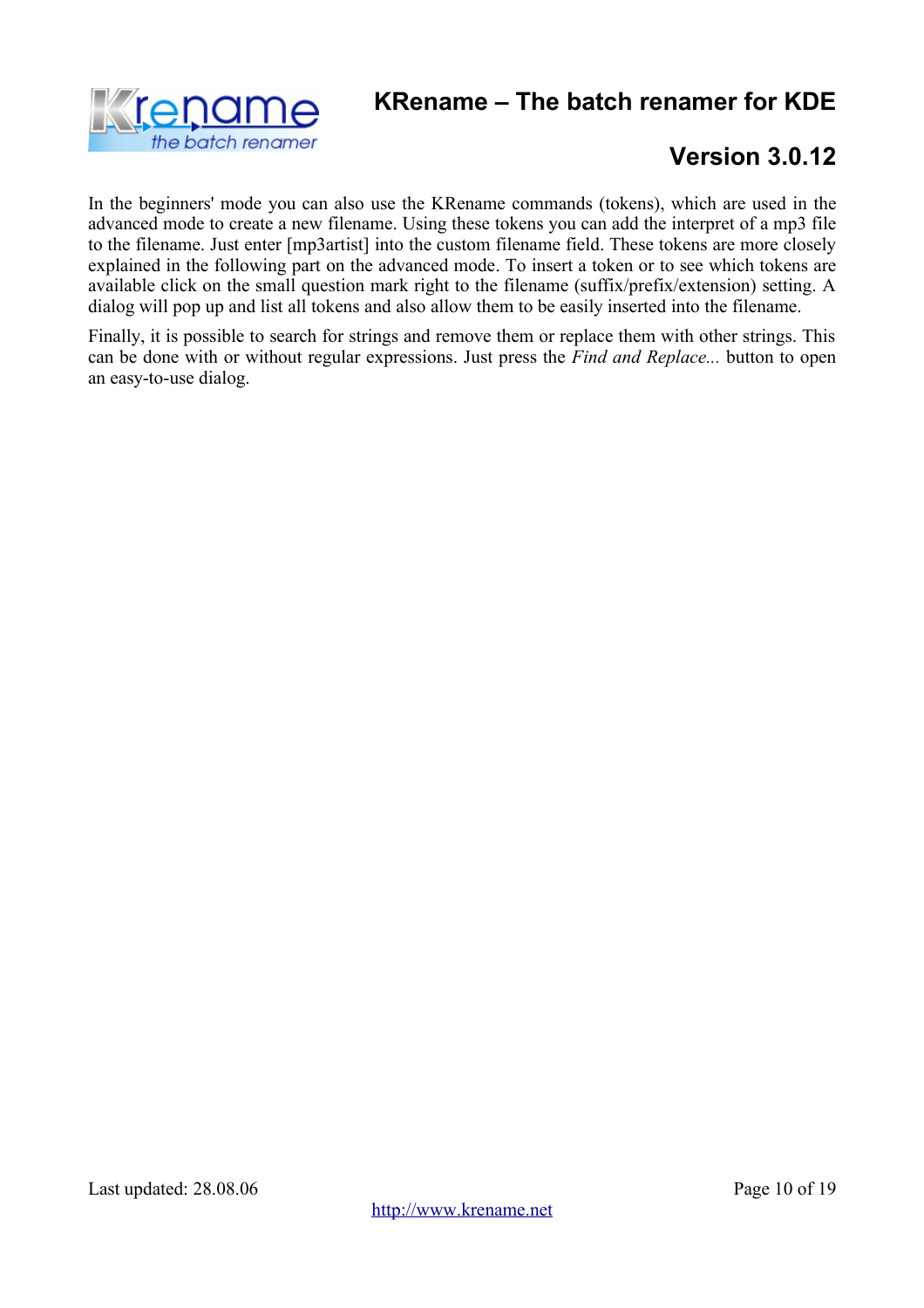In the beginners' mode you can also use the KRename commands (tokens), which are used in the advanced mode to create a new filename. Using these tokens you can add the interpret of a mp3 file to the filename. Just enter [mp3artist] into the custom filename field. These tokens are more closely explained in the following part on the advanced mode. To insert a token or to see which tokens are available click on the small question mark right to the filename (suffix/prefix/extension) setting. A dialog will pop up and list all tokens and also allow them to be easily inserted into the filename.

Finally, it is possible to search for strings and remove them or replace them with other strings. This can be done with or without regular expressions. Just press the *Find and Replace...* button to open an easy-to-use dialog.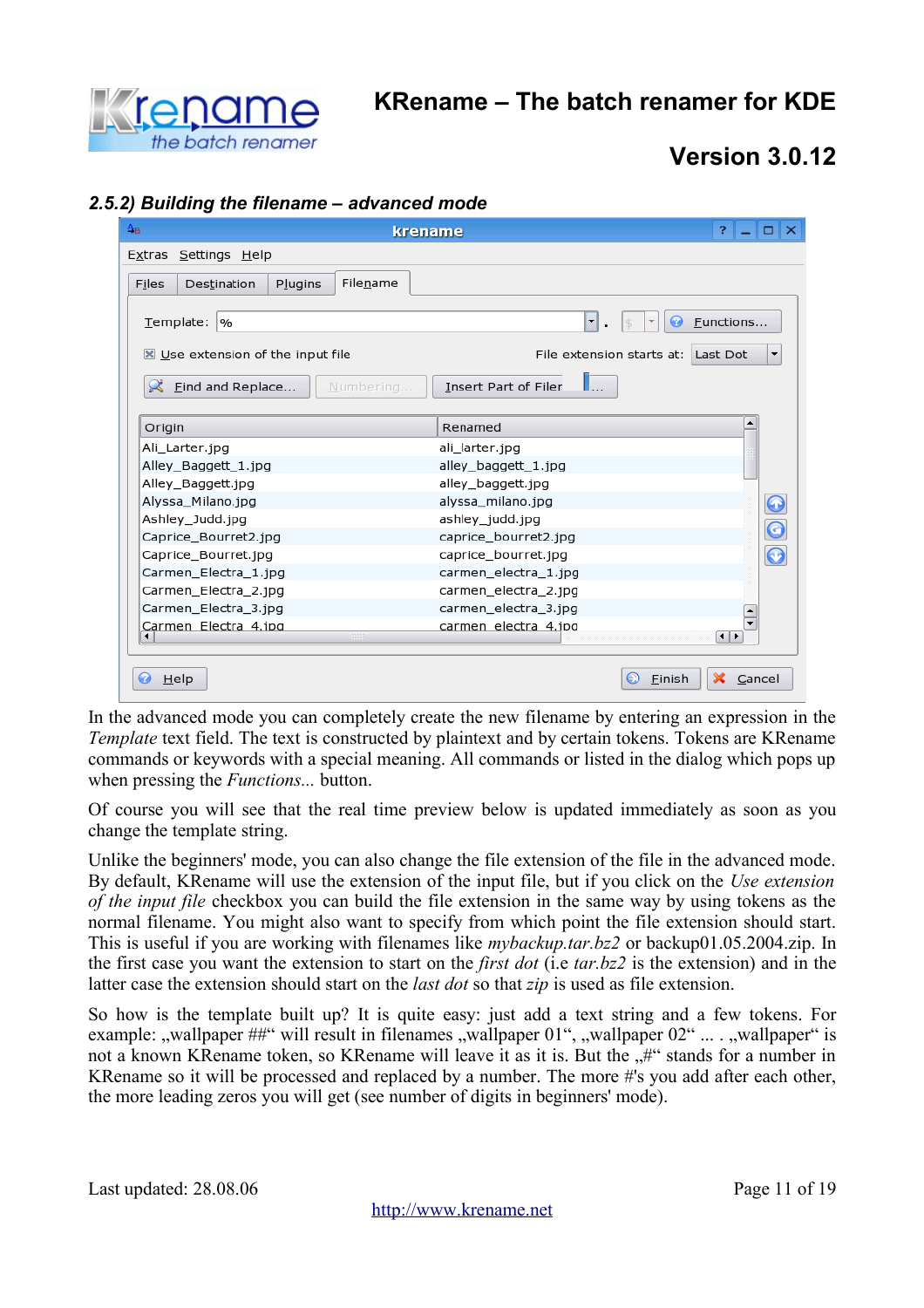### 2.5.2) Building the filename – advanced mode

In the advanced mode you can completely create the new filename by entering an expression in the *Template* text field. The text is constructed by plaintext and by certain tokens. Tokens are KRename commands or keywords with a special meaning. All commands or listed in the dialog which pops up when pressing the *Functions...* button.

Of course you will see that the real time preview below is updated immediately as soon as you change the template string.

Unlike the beginners' mode, you can also change the file extension of the file in the advanced mode. By default, KRename will use the extension of the input file, but if you click on the *Use extension of the input file* checkbox you can build the file extension in the same way by using tokens as the normal filename. You might also want to specify from which point the file extension should start. This is useful if you are working with filenames like *mybackup.tar.bz2* or backup01.05.2004.zip. In the first case you want the extension to start on the *first dot* (i.e *tar.bz2* is the extension) and in the latter case the extension should start on the *last dot* so that *zip* is used as file extension.

So how is the template built up? It is quite easy: just add a text string and a few tokens. For example: „wallpaper ##“ will result in filenames „wallpaper 01“, „wallpaper 02“ ... . „wallpaper“ is not a known KRename token, so KRename will leave it as it is. But the „#“ stands for a number in KRename so it will be processed and replaced by a number. The more #'s you add after each other, the more leading zeros you will get (see number of digits in beginners' mode).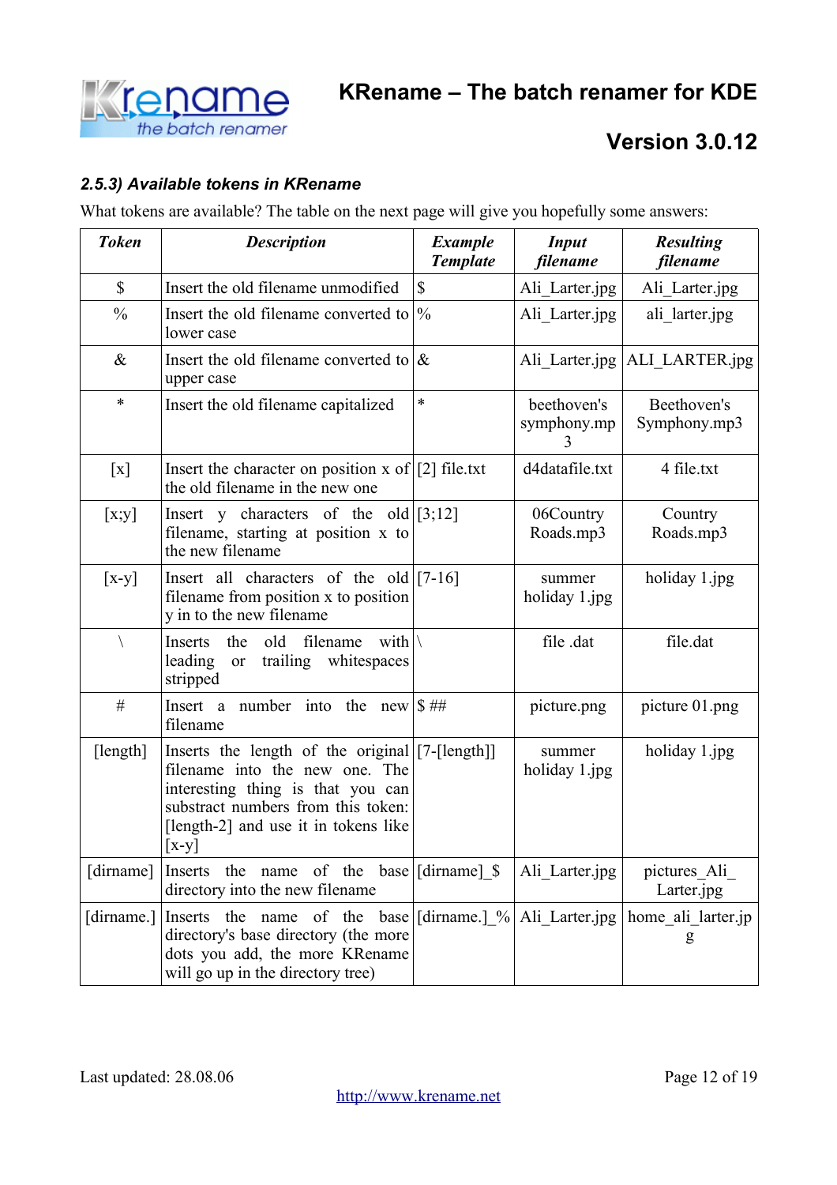### *2.5.3) Available tokens in KRename*

What tokens are available? The table on the next page will give you hopefully some answers:

| *Token* | *Description* | *Example Template* | *Input filename* | *Resulting filename* |
|---|---|---|---|---|
| $ | Insert the old filename unmodified | $ | Ali_Larter.jpg | Ali_Larter.jpg |
| % | Insert the old filename converted to lower case | % | Ali_Larter.jpg | ali_larter.jpg |
| & | Insert the old filename converted to upper case | & | Ali_Larter.jpg | ALI_LARTER.jpg |
| * | Insert the old filename capitalized | * | beethoven's symphony.mp3 | Beethoven's Symphony.mp3 |
| [x] | Insert the character on position x of the old filename in the new one | [2] file.txt | d4datafile.txt | 4 file.txt |
| [x;y] | Insert y characters of the old filename, starting at position x to the new filename | [3;12] | 06Country Roads.mp3 | Country Roads.mp3 |
| [x-y] | Insert all characters of the old filename from position x to position y in to the new filename | [7-16] | summer holiday 1.jpg | holiday 1.jpg |
| \ | Inserts the old filename with leading or trailing whitespaces stripped | \ | file .dat | file.dat |
| # | Insert a number into the new filename | $ ## | picture.png | picture 01.png |
| [length] | Inserts the length of the original filename into the new one. The interesting thing is that you can substract numbers from this token: [length-2] and use it in tokens like [x-y] | [7-[length]] | summer holiday 1.jpg | holiday 1.jpg |
| [dirname] | Inserts the name of the base directory into the new filename | [dirname]_$ | Ali_Larter.jpg | pictures_Ali_Larter.jpg |
| [dirname.] | Inserts the name of the base directory's base directory (the more dots you add, the more KRename will go up in the directory tree) | [dirname.]_% | Ali_Larter.jpg | home_ali_larter.jpg |

Last updated: 28.08.06

http://www.krename.net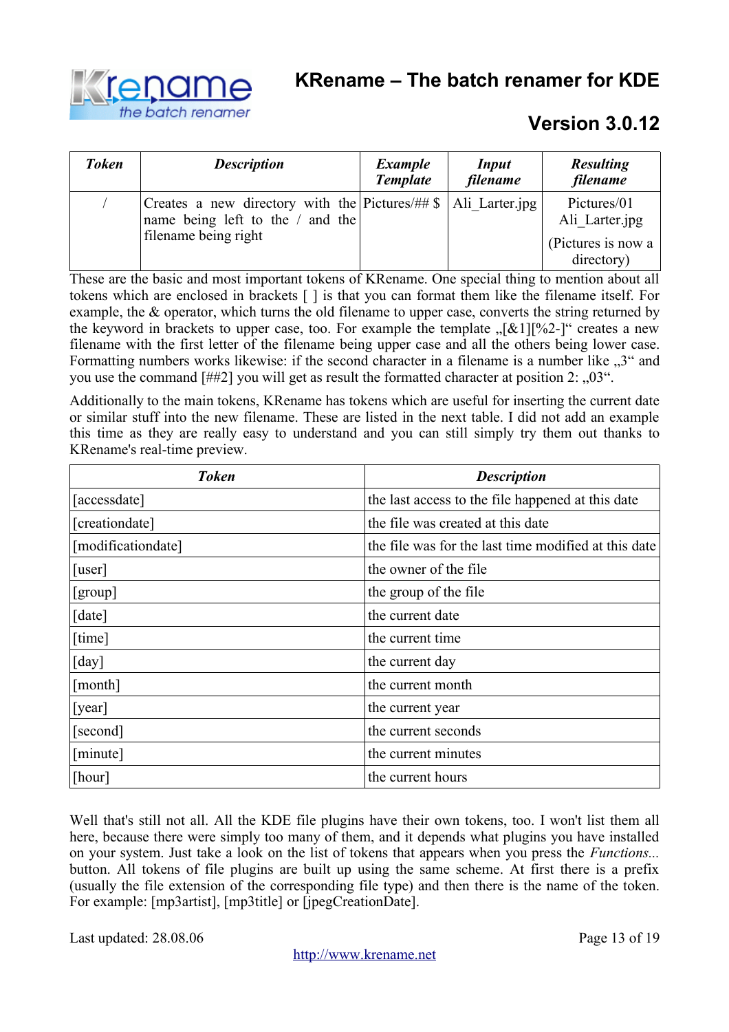| *Token* | *Description* | *Example Template* | *Input filename* | *Resulting filename* |
|---|---|---|---|---|
| / | Creates a new directory with the name being left to the / and the filename being right | Pictures/## $ | Ali_Larter.jpg | Pictures/01 Ali_Larter.jpg (Pictures is now a directory) |

These are the basic and most important tokens of KRename. One special thing to mention about all tokens which are enclosed in brackets [ ] is that you can format them like the filename itself. For example, the & operator, which turns the old filename to upper case, converts the string returned by the keyword in brackets to upper case, too. For example the template „[&1][%2-]“ creates a new filename with the first letter of the filename being upper case and all the others being lower case. Formatting numbers works likewise: if the second character in a filename is a number like „3“ and you use the command [##2] you will get as result the formatted character at position 2: „03“.

Additionally to the main tokens, KRename has tokens which are useful for inserting the current date or similar stuff into the new filename. These are listed in the next table. I did not add an example this time as they are really easy to understand and you can still simply try them out thanks to KRename's real-time preview.

| *Token* | *Description* |
|---|---|
| [accessdate] | the last access to the file happened at this date |
| [creationdate] | the file was created at this date |
| [modificationdate] | the file was for the last time modified at this date |
| [user] | the owner of the file |
| [group] | the group of the file |
| [date] | the current date |
| [time] | the current time |
| [day] | the current day |
| [month] | the current month |
| [year] | the current year |
| [second] | the current seconds |
| [minute] | the current minutes |
| [hour] | the current hours |

Well that's still not all. All the KDE file plugins have their own tokens, too. I won't list them all here, because there were simply too many of them, and it depends what plugins you have installed on your system. Just take a look on the list of tokens that appears when you press the *Functions...* button. All tokens of file plugins are built up using the same scheme. At first there is a prefix (usually the file extension of the corresponding file type) and then there is the name of the token. For example: [mp3artist], [mp3title] or [jpegCreationDate].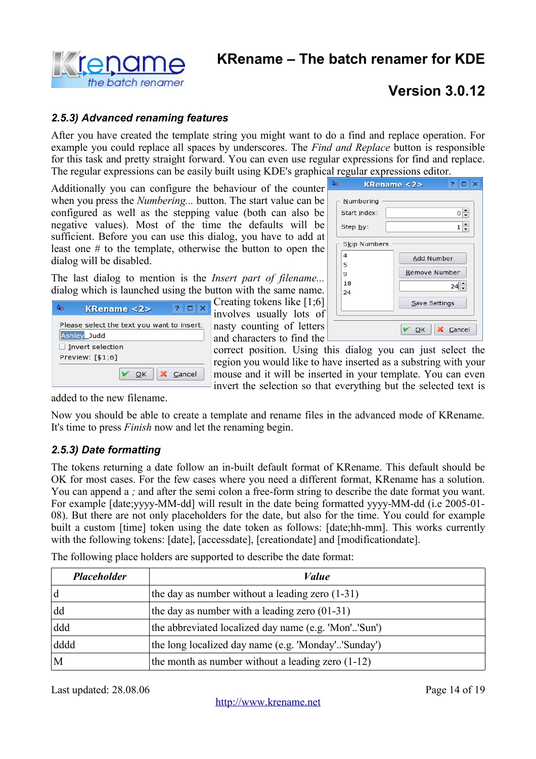### 2.5.3) Advanced renaming features

After you have created the template string you might want to do a find and replace operation. For example you could replace all spaces by underscores. The *Find and Replace* button is responsible for this task and pretty straight forward. You can even use regular expressions for find and replace. The regular expressions can be easily built using KDE's graphical regular expressions editor.

Additionally you can configure the behaviour of the counter when you press the *Numbering...* button. The start value can be configured as well as the stepping value (both can also be negative values). Most of the time the defaults will be sufficient. Before you can use this dialog, you have to add at least one # to the template, otherwise the button to open the dialog will be disabled.

The last dialog to mention is the *Insert part of filename...* dialog which is launched using the button with the same name. Creating tokens like [1;6] involves usually lots of nasty counting of letters and characters to find the correct position. Using this dialog you can just select the region you would like to have inserted as a substring with your mouse and it will be inserted in your template. You can even invert the selection so that everything but the selected text is added to the new filename.

Now you should be able to create a template and rename files in the advanced mode of KRename. It's time to press *Finish* now and let the renaming begin.

### 2.5.3) Date formatting

The tokens returning a date follow an in-built default format of KRename. This default should be OK for most cases. For the few cases where you need a different format, KRename has a solution. You can append a *;* and after the semi colon a free-form string to describe the date format you want. For example [date;yyyy-MM-dd] will result in the date being formatted yyyy-MM-dd (i.e 2005-01-08). But there are not only placeholders for the date, but also for the time. You could for example built a custom [time] token using the date token as follows: [date;hh-mm]. This works currently with the following tokens: [date], [accessdate], [creationdate] and [modificationdate].

The following place holders are supported to describe the date format:

| *Placeholder* | *Value* |
|---|---|
| d | the day as number without a leading zero (1-31) |
| dd | the day as number with a leading zero (01-31) |
| ddd | the abbreviated localized day name (e.g. 'Mon'..'Sun') |
| dddd | the long localized day name (e.g. 'Monday'..'Sunday') |
| M | the month as number without a leading zero (1-12) |

Last updated: 28.08.06

http://www.krename.net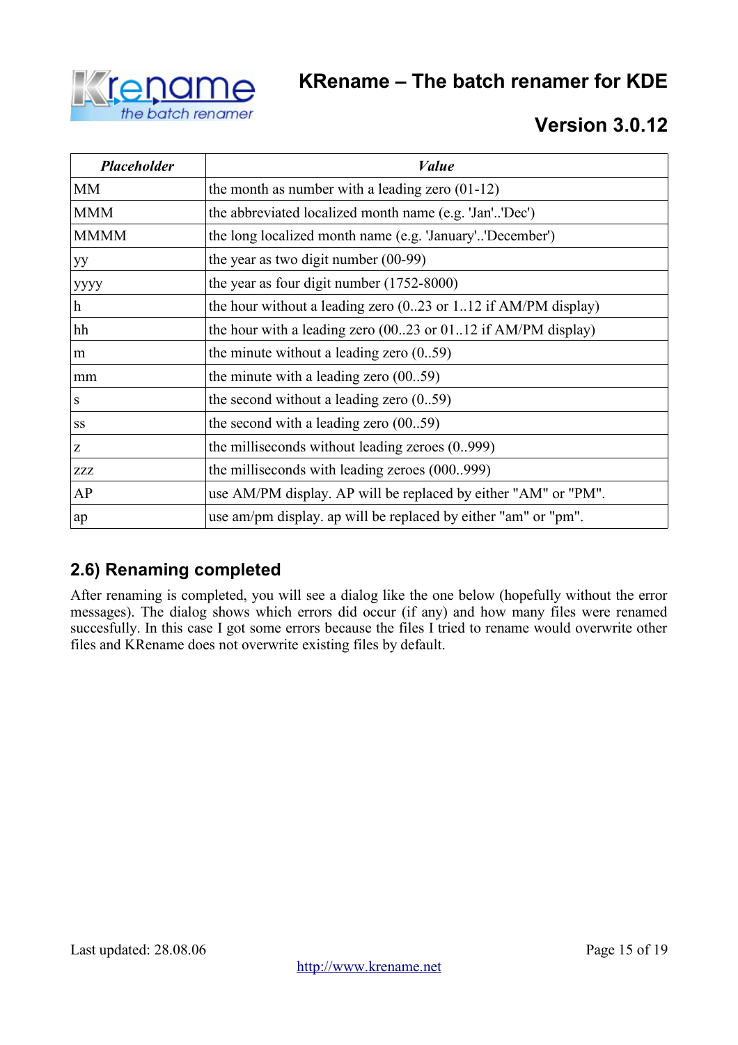| *Placeholder* | *Value* |
|---|---|
| MM | the month as number with a leading zero (01-12) |
| MMM | the abbreviated localized month name (e.g. 'Jan'..'Dec') |
| MMMM | the long localized month name (e.g. 'January'..'December') |
| yy | the year as two digit number (00-99) |
| yyyy | the year as four digit number (1752-8000) |
| h | the hour without a leading zero (0..23 or 1..12 if AM/PM display) |
| hh | the hour with a leading zero (00..23 or 01..12 if AM/PM display) |
| m | the minute without a leading zero (0..59) |
| mm | the minute with a leading zero (00..59) |
| s | the second without a leading zero (0..59) |
| ss | the second with a leading zero (00..59) |
| z | the milliseconds without leading zeroes (0..999) |
| zzz | the milliseconds with leading zeroes (000..999) |
| AP | use AM/PM display. AP will be replaced by either "AM" or "PM". |
| ap | use am/pm display. ap will be replaced by either "am" or "pm". |

## 2.6) Renaming completed

After renaming is completed, you will see a dialog like the one below (hopefully without the error messages). The dialog shows which errors did occur (if any) and how many files were renamed succesfully. In this case I got some errors because the files I tried to rename would overwrite other files and KRename does not overwrite existing files by default.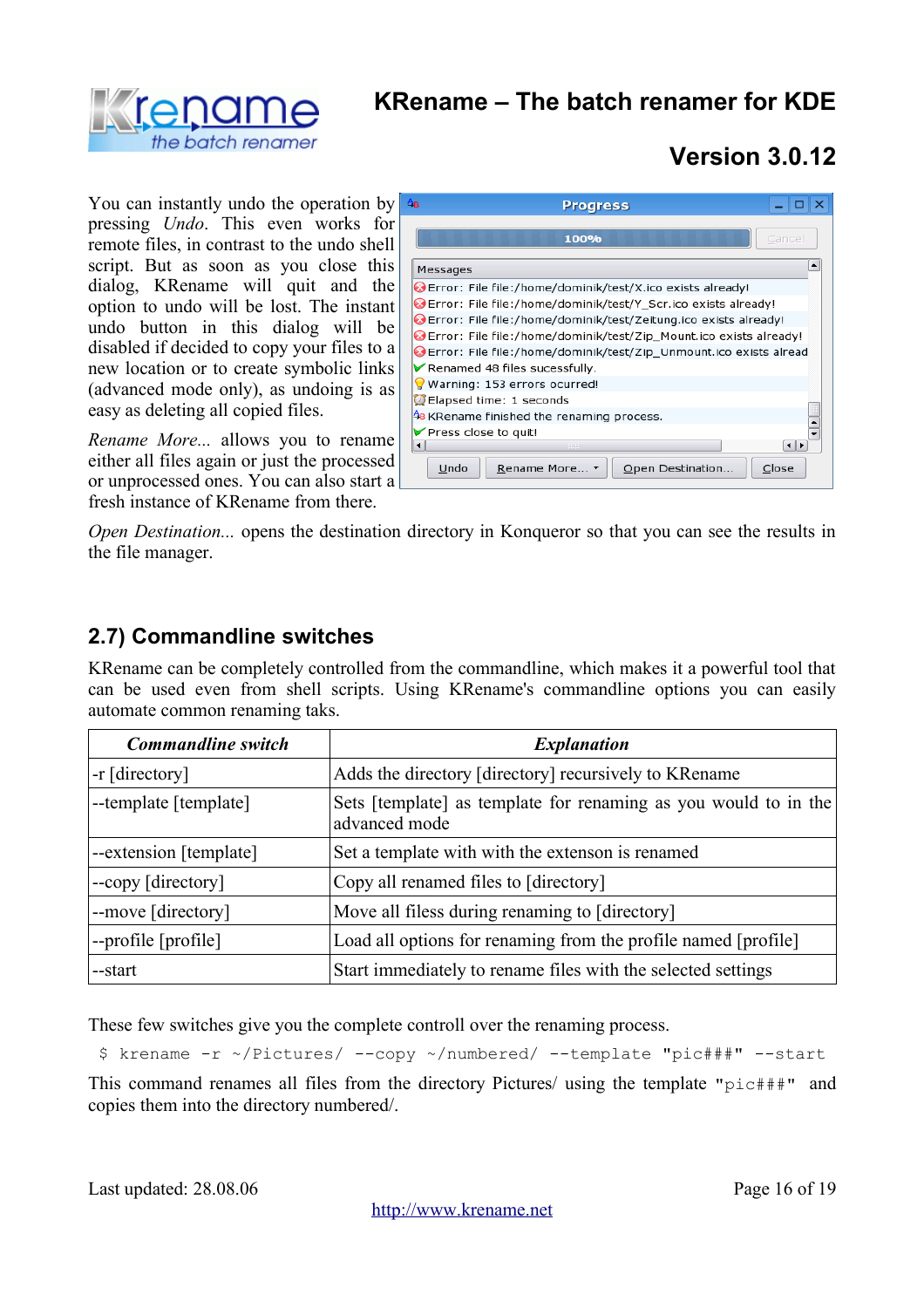You can instantly undo the operation by pressing *Undo*. This even works for remote files, in contrast to the undo shell script. But as soon as you close this dialog, KRename will quit and the option to undo will be lost. The instant undo button in this dialog will be disabled if decided to copy your files to a new location or to create symbolic links (advanced mode only), as undoing is as easy as deleting all copied files.

*Rename More...* allows you to rename either all files again or just the processed or unprocessed ones. You can also start a fresh instance of KRename from there.

*Open Destination...* opens the destination directory in Konqueror so that you can see the results in the file manager.

## 2.7) Commandline switches

KRename can be completely controlled from the commandline, which makes it a powerful tool that can be used even from shell scripts. Using KRename's commandline options you can easily automate common renaming taks.

| *Commandline switch* | *Explanation* |
|---|---|
| -r [directory] | Adds the directory [directory] recursively to KRename |
| --template [template] | Sets [template] as template for renaming as you would to in the advanced mode |
| --extension [template] | Set a template with with the extenson is renamed |
| --copy [directory] | Copy all renamed files to [directory] |
| --move [directory] | Move all filess during renaming to [directory] |
| --profile [profile] | Load all options for renaming from the profile named [profile] |
| --start | Start immediately to rename files with the selected settings |

These few switches give you the complete controll over the renaming process.

```
$ krename -r ~/Pictures/ --copy ~/numbered/ --template "pic###" --start
```

This command renames all files from the directory Pictures/ using the template `"pic###"` and copies them into the directory numbered/.

Last updated: 28.08.06

http://www.krename.net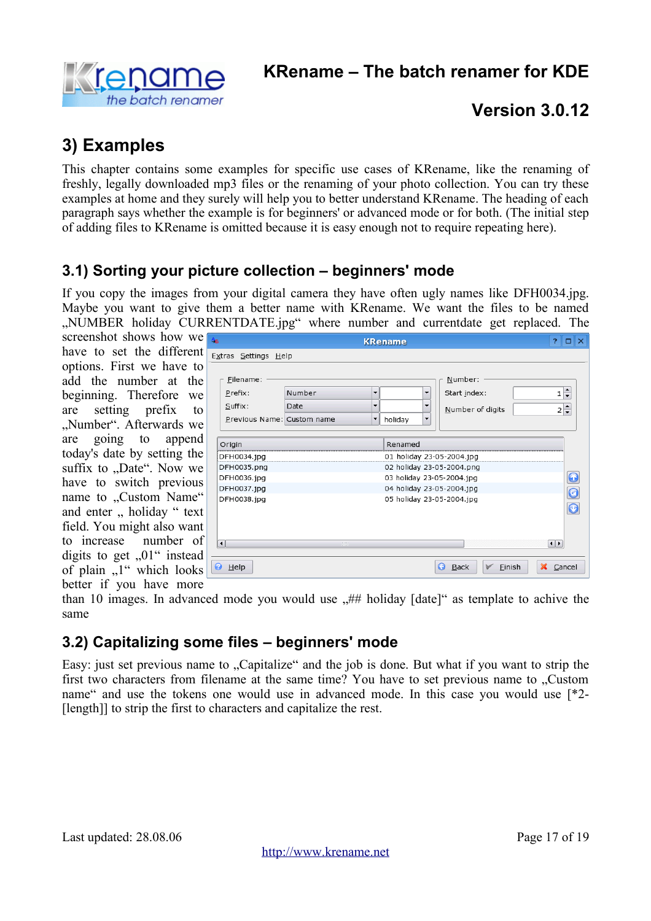## 3) Examples

This chapter contains some examples for specific use cases of KRename, like the renaming of freshly, legally downloaded mp3 files or the renaming of your photo collection. You can try these examples at home and they surely will help you to better understand KRename. The heading of each paragraph says whether the example is for beginners' or advanced mode or for both. (The initial step of adding files to KRename is omitted because it is easy enough not to require repeating here).

### 3.1) Sorting your picture collection – beginners' mode

If you copy the images from your digital camera they have often ugly names like DFH0034.jpg. Maybe you want to give them a better name with KRename. We want the files to be named „NUMBER holiday CURRENTDATE.jpg“ where number and currentdate get replaced. The screenshot shows how we have to set the different options. First we have to add the number at the beginning. Therefore we are setting prefix to „Number“. Afterwards we are going to append today's date by setting the suffix to „Date“. Now we have to switch previous name to „Custom Name“ and enter „ holiday “ text field. You might also want to increase number of digits to get „01“ instead of plain „1“ which looks better if you have more than 10 images. In advanced mode you would use „## holiday [date]“ as template to achive the same

### 3.2) Capitalizing some files – beginners' mode

Easy: just set previous name to „Capitalize“ and the job is done. But what if you want to strip the first two characters from filename at the same time? You have to set previous name to „Custom name“ and use the tokens one would use in advanced mode. In this case you would use [*2-[length]] to strip the first to characters and capitalize the rest.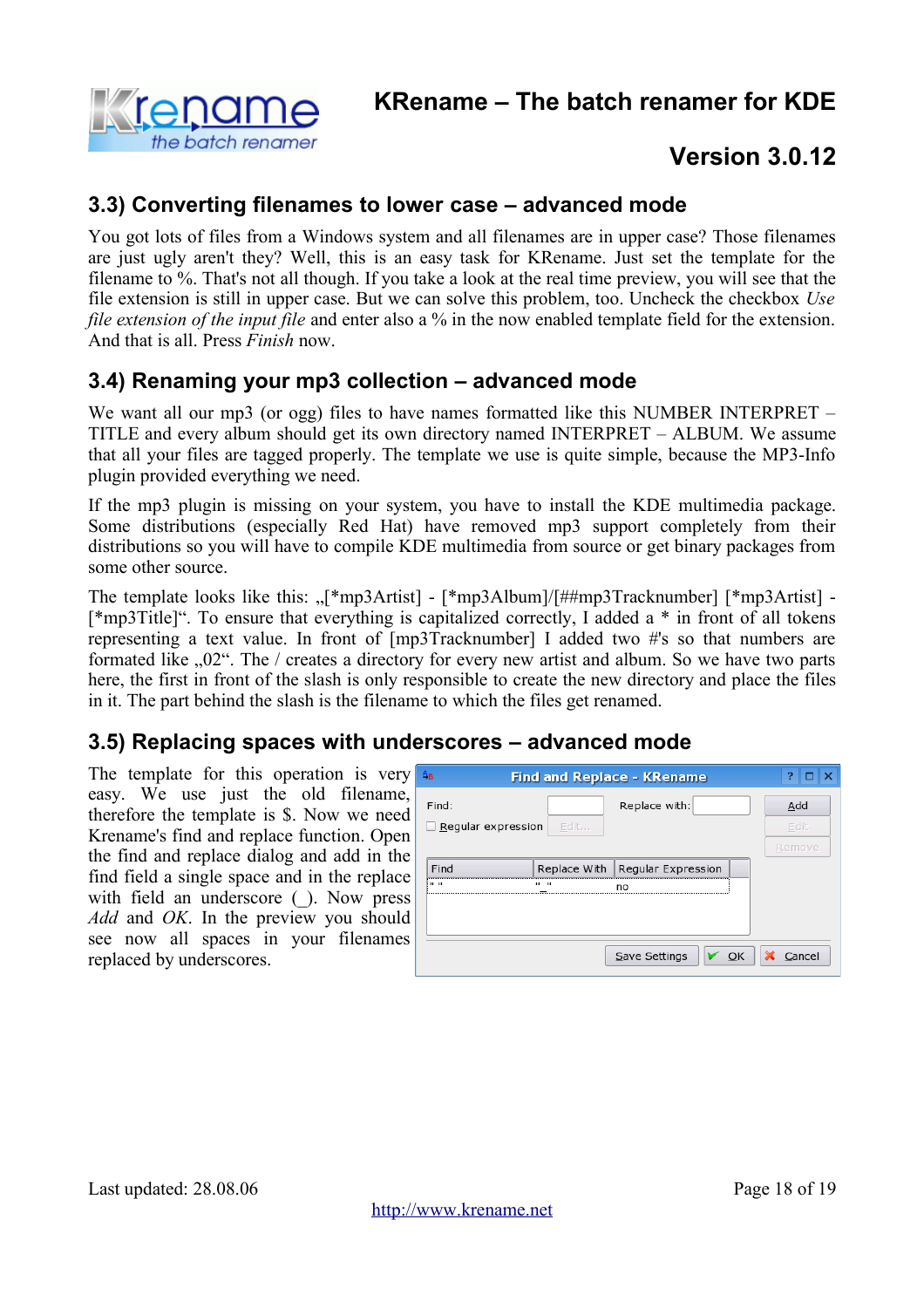## 3.3) Converting filenames to lower case – advanced mode

You got lots of files from a Windows system and all filenames are in upper case? Those filenames are just ugly aren't they? Well, this is an easy task for KRename. Just set the template for the filename to %. That's not all though. If you take a look at the real time preview, you will see that the file extension is still in upper case. But we can solve this problem, too. Uncheck the checkbox *Use file extension of the input file* and enter also a % in the now enabled template field for the extension. And that is all. Press *Finish* now.

## 3.4) Renaming your mp3 collection – advanced mode

We want all our mp3 (or ogg) files to have names formatted like this NUMBER INTERPRET – TITLE and every album should get its own directory named INTERPRET – ALBUM. We assume that all your files are tagged properly. The template we use is quite simple, because the MP3-Info plugin provided everything we need.

If the mp3 plugin is missing on your system, you have to install the KDE multimedia package. Some distributions (especially Red Hat) have removed mp3 support completely from their distributions so you will have to compile KDE multimedia from source or get binary packages from some other source.

The template looks like this: „[*mp3Artist] - [*mp3Album]/[##mp3Tracknumber] [*mp3Artist] - [*mp3Title]“. To ensure that everything is capitalized correctly, I added a * in front of all tokens representing a text value. In front of [mp3Tracknumber] I added two #'s so that numbers are formatted like „02“. The / creates a directory for every new artist and album. So we have two parts here, the first in front of the slash is only responsible to create the new directory and place the files in it. The part behind the slash is the filename to which the files get renamed.

## 3.5) Replacing spaces with underscores – advanced mode

The template for this operation is very easy. We use just the old filename, therefore the template is $. Now we need Krename's find and replace function. Open the find and replace dialog and add in the find field a single space and in the replace with field an underscore (_). Now press *Add* and *OK*. In the preview you should see now all spaces in your filenames replaced by underscores.

http://www.krename.net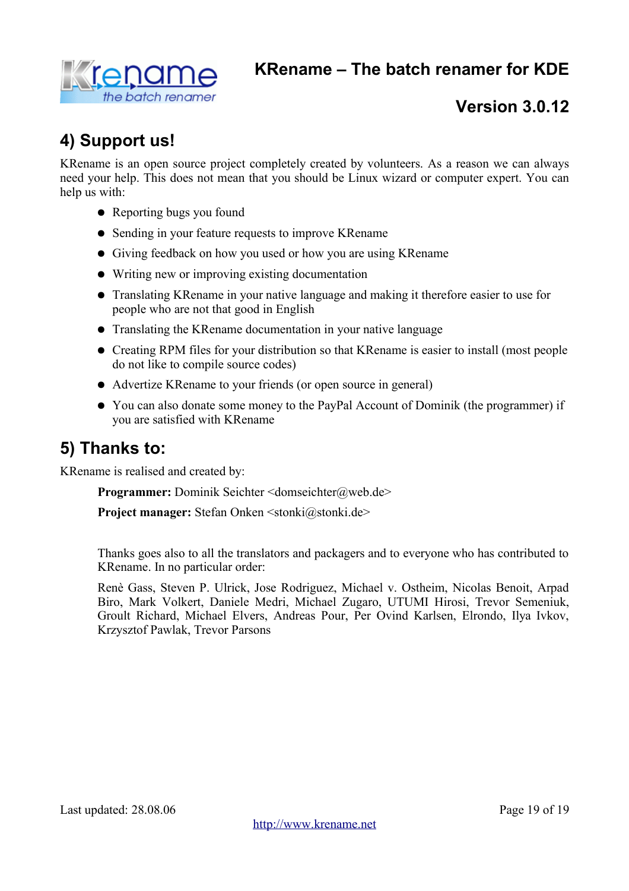## 4) Support us!

KRename is an open source project completely created by volunteers. As a reason we can always need your help. This does not mean that you should be Linux wizard or computer expert. You can help us with:

- Reporting bugs you found
- Sending in your feature requests to improve KRename
- Giving feedback on how you used or how you are using KRename
- Writing new or improving existing documentation
- Translating KRename in your native language and making it therefore easier to use for people who are not that good in English
- Translating the KRename documentation in your native language
- Creating RPM files for your distribution so that KRename is easier to install (most people do not like to compile source codes)
- Advertize KRename to your friends (or open source in general)
- You can also donate some money to the PayPal Account of Dominik (the programmer) if you are satisfied with KRename

## 5) Thanks to:

KRename is realised and created by:

**Programmer:** Dominik Seichter <domseichter@web.de>

**Project manager:** Stefan Onken <stonki@stonki.de>

Thanks goes also to all the translators and packagers and to everyone who has contributed to KRename. In no particular order:

Renè Gass, Steven P. Ulrick, Jose Rodriguez, Michael v. Ostheim, Nicolas Benoit, Arpad Biro, Mark Volkert, Daniele Medri, Michael Zugaro, UTUMI Hirosi, Trevor Semeniuk, Groult Richard, Michael Elvers, Andreas Pour, Per Ovind Karlsen, Elrondo, Ilya Ivkov, Krzysztof Pawlak, Trevor Parsons